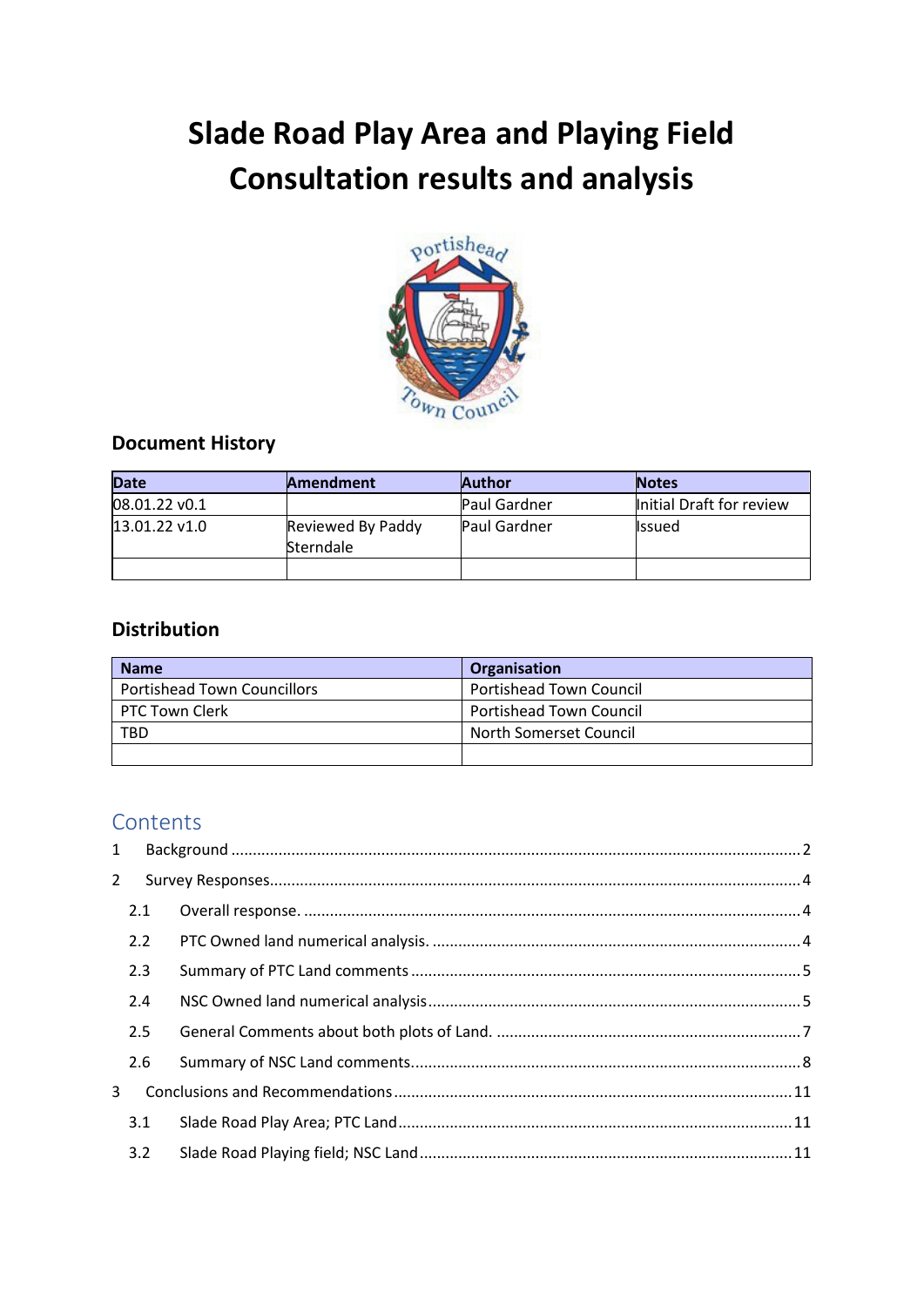# Slade Road Play Area and Playing Field Consultation results and analysis

## Document History

| Date | Amendment | Author | Notes |
|---|---|---|---|
| 08.01.22 v0.1 | | Paul Gardner | Initial Draft for review |
| 13.01.22 v1.0 | Reviewed By Paddy Sterndale | Paul Gardner | Issued |
| | | | |

## Distribution

| Name | Organisation |
|---|---|
| Portishead Town Councillors | Portishead Town Council |
| PTC Town Clerk | Portishead Town Council |
| TBD | North Somerset Council |
| | |

## Contents

1 Background ....... 2

2 Survey Responses ....... 4

- 2.1 Overall response. ....... 4
- 2.2 PTC Owned land numerical analysis. ....... 4
- 2.3 Summary of PTC Land comments ....... 5
- 2.4 NSC Owned land numerical analysis ....... 5
- 2.5 General Comments about both plots of Land. ....... 7
- 2.6 Summary of NSC Land comments ....... 8

3 Conclusions and Recommendations ....... 11

- 3.1 Slade Road Play Area; PTC Land ....... 11
- 3.2 Slade Road Playing field; NSC Land ....... 11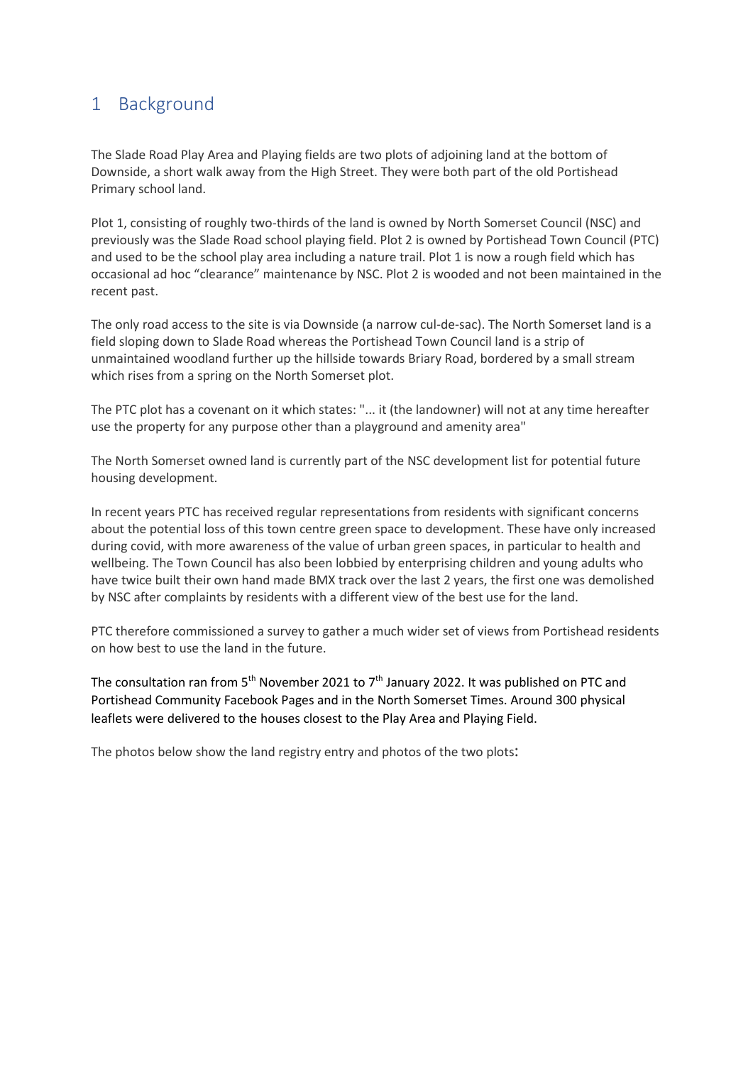# 1 Background

The Slade Road Play Area and Playing fields are two plots of adjoining land at the bottom of Downside, a short walk away from the High Street. They were both part of the old Portishead Primary school land.

Plot 1, consisting of roughly two-thirds of the land is owned by North Somerset Council (NSC) and previously was the Slade Road school playing field. Plot 2 is owned by Portishead Town Council (PTC) and used to be the school play area including a nature trail. Plot 1 is now a rough field which has occasional ad hoc "clearance" maintenance by NSC. Plot 2 is wooded and not been maintained in the recent past.

The only road access to the site is via Downside (a narrow cul-de-sac). The North Somerset land is a field sloping down to Slade Road whereas the Portishead Town Council land is a strip of unmaintained woodland further up the hillside towards Briary Road, bordered by a small stream which rises from a spring on the North Somerset plot.

The PTC plot has a covenant on it which states: "... it (the landowner) will not at any time hereafter use the property for any purpose other than a playground and amenity area"

The North Somerset owned land is currently part of the NSC development list for potential future housing development.

In recent years PTC has received regular representations from residents with significant concerns about the potential loss of this town centre green space to development. These have only increased during covid, with more awareness of the value of urban green spaces, in particular to health and wellbeing. The Town Council has also been lobbied by enterprising children and young adults who have twice built their own hand made BMX track over the last 2 years, the first one was demolished by NSC after complaints by residents with a different view of the best use for the land.

PTC therefore commissioned a survey to gather a much wider set of views from Portishead residents on how best to use the land in the future.

The consultation ran from 5th November 2021 to 7th January 2022. It was published on PTC and Portishead Community Facebook Pages and in the North Somerset Times. Around 300 physical leaflets were delivered to the houses closest to the Play Area and Playing Field.

The photos below show the land registry entry and photos of the two plots: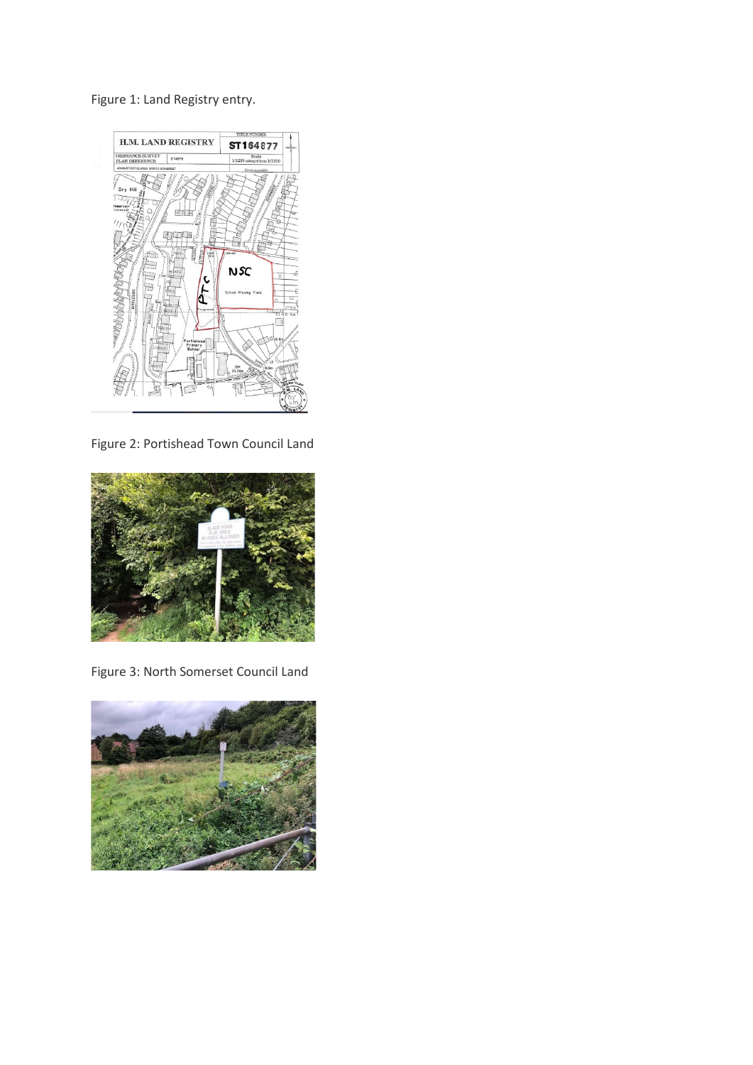Figure 1: Land Registry entry.

Figure 2: Portishead Town Council Land

Figure 3: North Somerset Council Land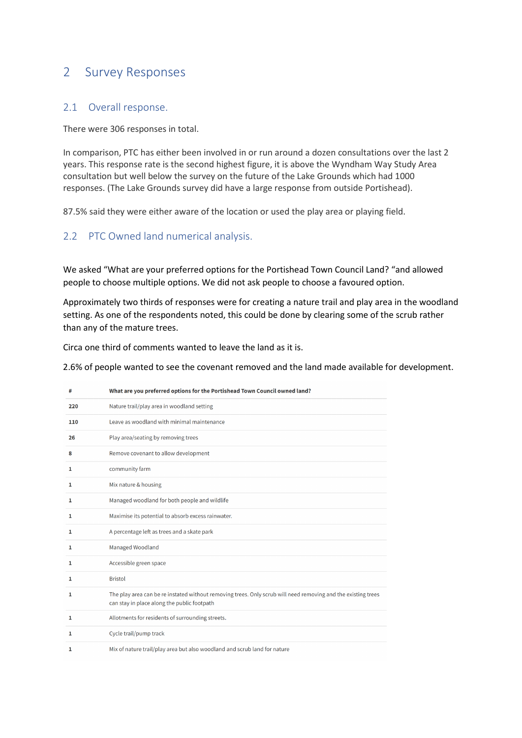# 2 Survey Responses

## 2.1 Overall response.

There were 306 responses in total.

In comparison, PTC has either been involved in or run around a dozen consultations over the last 2 years. This response rate is the second highest figure, it is above the Wyndham Way Study Area consultation but well below the survey on the future of the Lake Grounds which had 1000 responses. (The Lake Grounds survey did have a large response from outside Portishead).

87.5% said they were either aware of the location or used the play area or playing field.

## 2.2 PTC Owned land numerical analysis.

We asked "What are your preferred options for the Portishead Town Council Land? "and allowed people to choose multiple options. We did not ask people to choose a favoured option.

Approximately two thirds of responses were for creating a nature trail and play area in the woodland setting. As one of the respondents noted, this could be done by clearing some of the scrub rather than any of the mature trees.

Circa one third of comments wanted to leave the land as it is.

2.6% of people wanted to see the covenant removed and the land made available for development.

| # | What are you preferred options for the Portishead Town Council owned land? |
|---|---|
| 220 | Nature trail/play area in woodland setting |
| 110 | Leave as woodland with minimal maintenance |
| 26 | Play area/seating by removing trees |
| 8 | Remove covenant to allow development |
| 1 | community farm |
| 1 | Mix nature & housing |
| 1 | Managed woodland for both people and wildlife |
| 1 | Maximise its potential to absorb excess rainwater. |
| 1 | A percentage left as trees and a skate park |
| 1 | Managed Woodland |
| 1 | Accessible green space |
| 1 | Bristol |
| 1 | The play area can be re instated without removing trees. Only scrub will need removing and the existing trees can stay in place along the public footpath |
| 1 | Allotments for residents of surrounding streets. |
| 1 | Cycle trail/pump track |
| 1 | Mix of nature trail/play area but also woodland and scrub land for nature |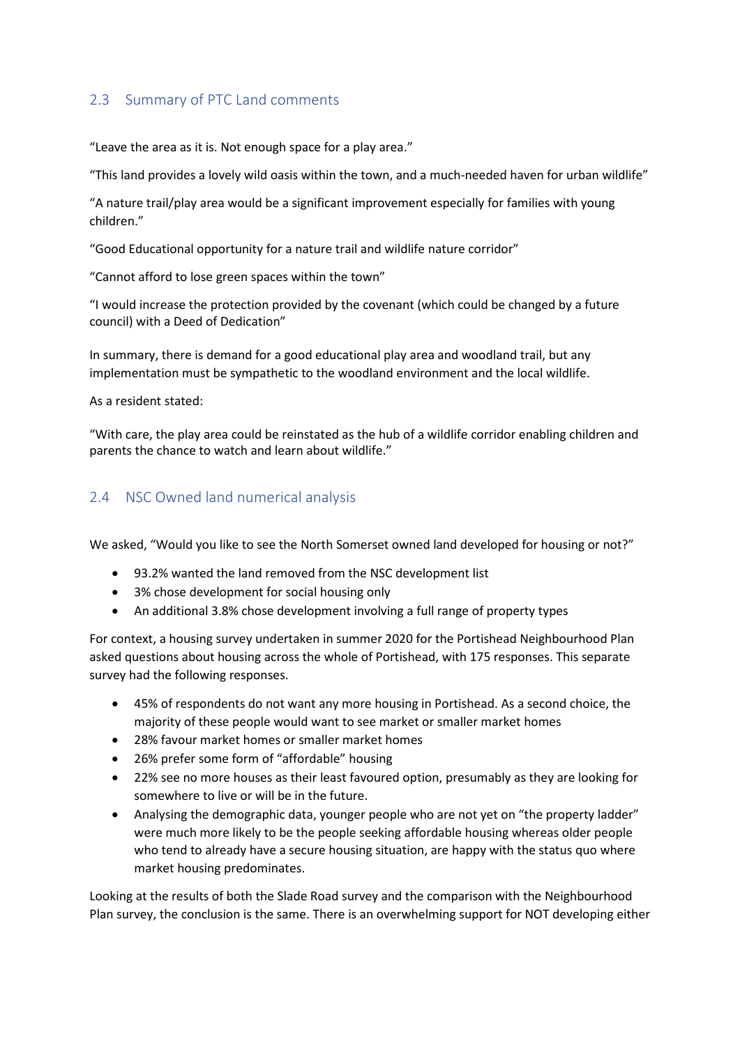## 2.3 Summary of PTC Land comments

“Leave the area as it is. Not enough space for a play area.”

“This land provides a lovely wild oasis within the town, and a much-needed haven for urban wildlife”

“A nature trail/play area would be a significant improvement especially for families with young children.”

“Good Educational opportunity for a nature trail and wildlife nature corridor”

“Cannot afford to lose green spaces within the town”

“I would increase the protection provided by the covenant (which could be changed by a future council) with a Deed of Dedication”

In summary, there is demand for a good educational play area and woodland trail, but any implementation must be sympathetic to the woodland environment and the local wildlife.

As a resident stated:

“With care, the play area could be reinstated as the hub of a wildlife corridor enabling children and parents the chance to watch and learn about wildlife.”

## 2.4 NSC Owned land numerical analysis

We asked, “Would you like to see the North Somerset owned land developed for housing or not?”

- 93.2% wanted the land removed from the NSC development list
- 3% chose development for social housing only
- An additional 3.8% chose development involving a full range of property types

For context, a housing survey undertaken in summer 2020 for the Portishead Neighbourhood Plan asked questions about housing across the whole of Portishead, with 175 responses. This separate survey had the following responses.

- 45% of respondents do not want any more housing in Portishead. As a second choice, the majority of these people would want to see market or smaller market homes
- 28% favour market homes or smaller market homes
- 26% prefer some form of “affordable” housing
- 22% see no more houses as their least favoured option, presumably as they are looking for somewhere to live or will be in the future.
- Analysing the demographic data, younger people who are not yet on “the property ladder” were much more likely to be the people seeking affordable housing whereas older people who tend to already have a secure housing situation, are happy with the status quo where market housing predominates.

Looking at the results of both the Slade Road survey and the comparison with the Neighbourhood Plan survey, the conclusion is the same. There is an overwhelming support for NOT developing either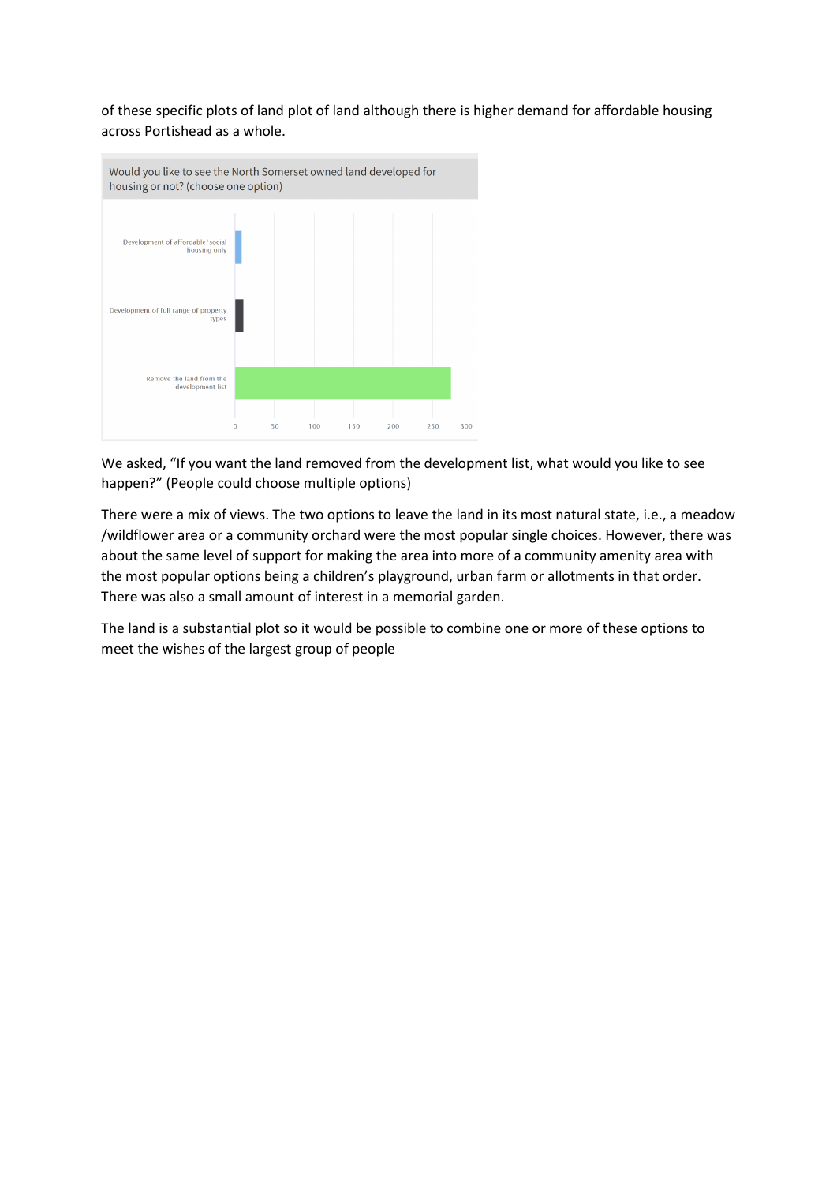of these specific plots of land plot of land although there is higher demand for affordable housing across Portishead as a whole.

Would you like to see the North Somerset owned land developed for housing or not? (choose one option)

Development of affordable/social housing only

Development of full range of property types

Remove the land from the development list

0 50 100 150 200 250 300

We asked, "If you want the land removed from the development list, what would you like to see happen?" (People could choose multiple options)

There were a mix of views. The two options to leave the land in its most natural state, i.e., a meadow /wildflower area or a community orchard were the most popular single choices. However, there was about the same level of support for making the area into more of a community amenity area with the most popular options being a children's playground, urban farm or allotments in that order. There was also a small amount of interest in a memorial garden.

The land is a substantial plot so it would be possible to combine one or more of these options to meet the wishes of the largest group of people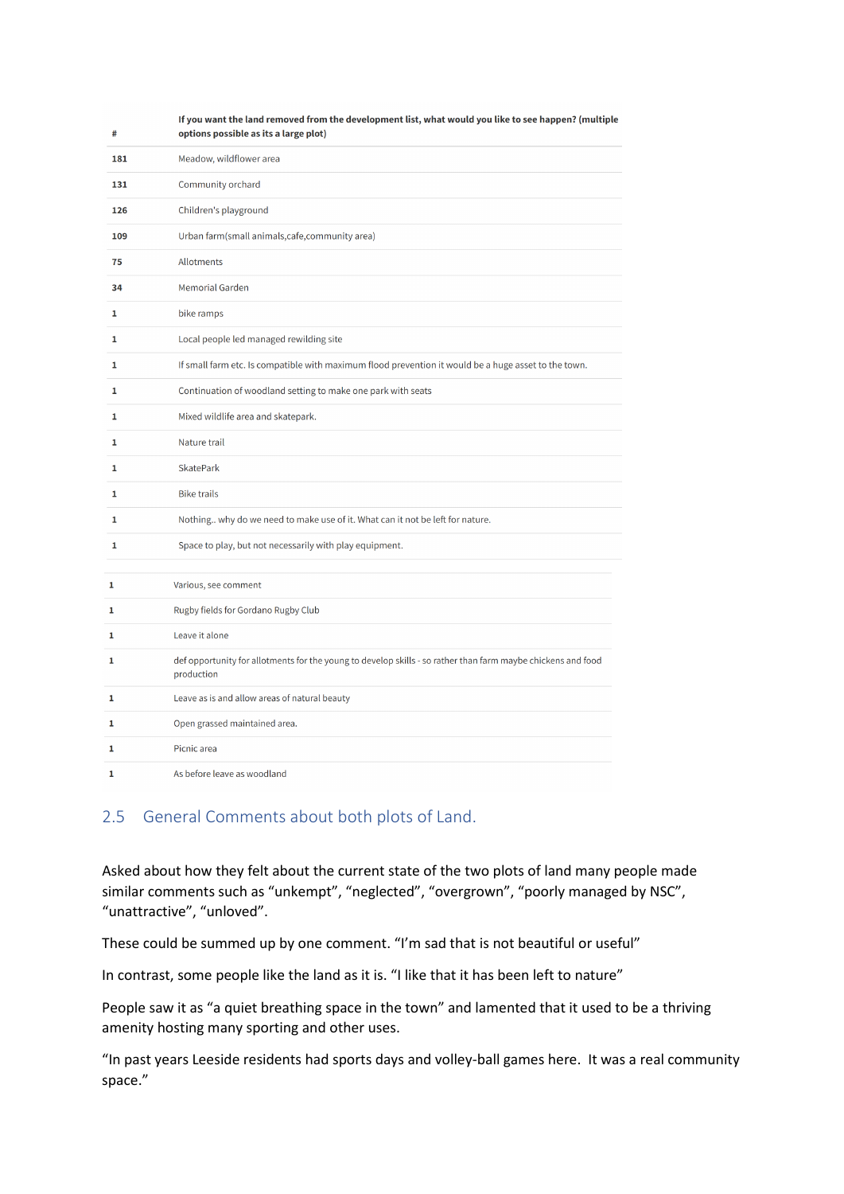| # | If you want the land removed from the development list, what would you like to see happen? (multiple options possible as its a large plot) |
|---|---|
| 181 | Meadow, wildflower area |
| 131 | Community orchard |
| 126 | Children's playground |
| 109 | Urban farm(small animals,cafe,community area) |
| 75 | Allotments |
| 34 | Memorial Garden |
| 1 | bike ramps |
| 1 | Local people led managed rewilding site |
| 1 | If small farm etc. Is compatible with maximum flood prevention it would be a huge asset to the town. |
| 1 | Continuation of woodland setting to make one park with seats |
| 1 | Mixed wildlife area and skatepark. |
| 1 | Nature trail |
| 1 | SkatePark |
| 1 | Bike trails |
| 1 | Nothing.. why do we need to make use of it. What can it not be left for nature. |
| 1 | Space to play, but not necessarily with play equipment. |
| 1 | Various, see comment |
| 1 | Rugby fields for Gordano Rugby Club |
| 1 | Leave it alone |
| 1 | def opportunity for allotments for the young to develop skills - so rather than farm maybe chickens and food production |
| 1 | Leave as is and allow areas of natural beauty |
| 1 | Open grassed maintained area. |
| 1 | Picnic area |
| 1 | As before leave as woodland |

## 2.5 General Comments about both plots of Land.

Asked about how they felt about the current state of the two plots of land many people made similar comments such as “unkempt”, “neglected”, “overgrown”, “poorly managed by NSC”, “unattractive”, “unloved”.

These could be summed up by one comment. “I’m sad that is not beautiful or useful”

In contrast, some people like the land as it is. “I like that it has been left to nature”

People saw it as “a quiet breathing space in the town” and lamented that it used to be a thriving amenity hosting many sporting and other uses.

“In past years Leeside residents had sports days and volley-ball games here. It was a real community space.”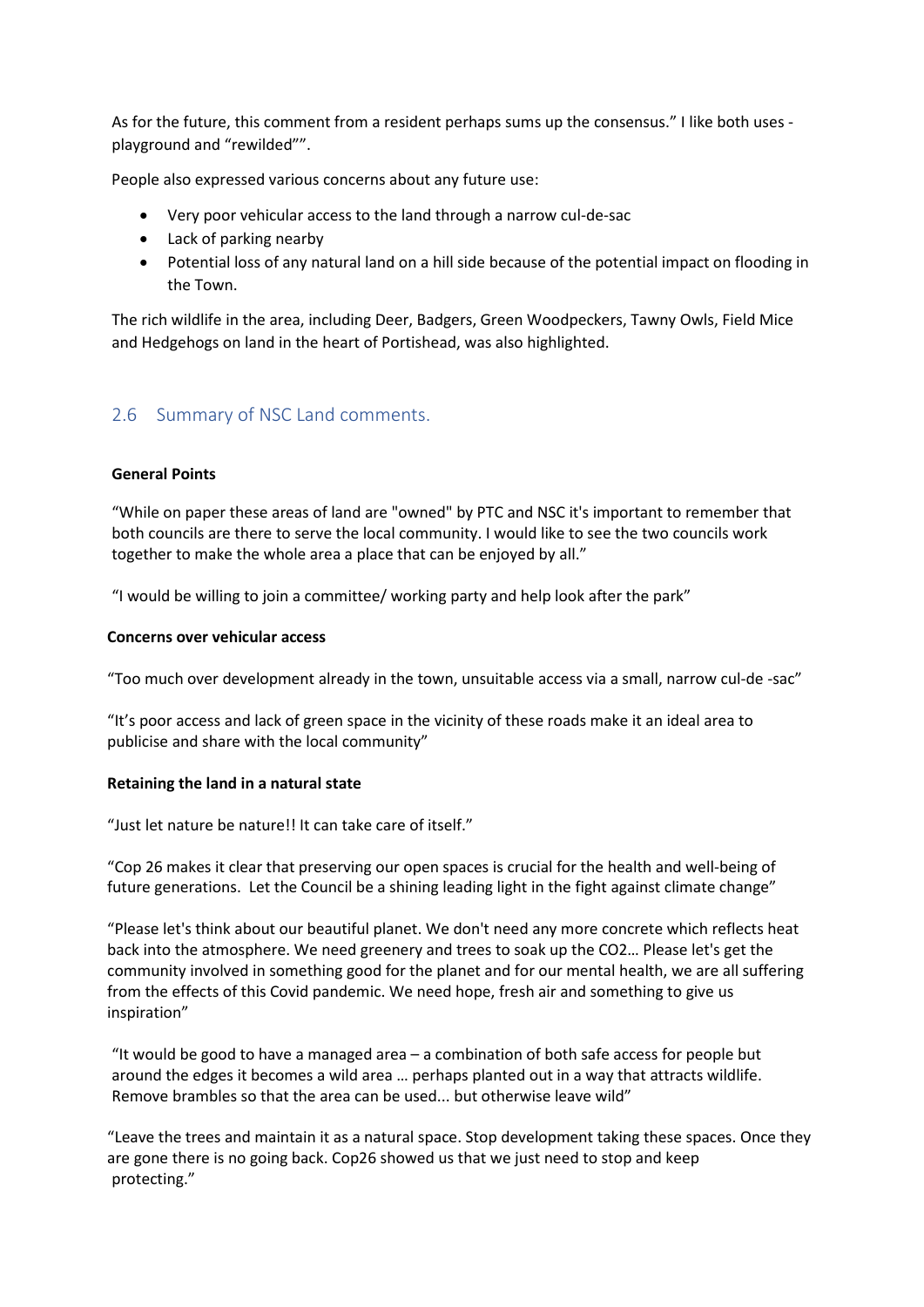As for the future, this comment from a resident perhaps sums up the consensus." I like both uses - playground and "rewilded"".

People also expressed various concerns about any future use:

- Very poor vehicular access to the land through a narrow cul-de-sac
- Lack of parking nearby
- Potential loss of any natural land on a hill side because of the potential impact on flooding in the Town.

The rich wildlife in the area, including Deer, Badgers, Green Woodpeckers, Tawny Owls, Field Mice and Hedgehogs on land in the heart of Portishead, was also highlighted.

## 2.6 Summary of NSC Land comments.

**General Points**

"While on paper these areas of land are "owned" by PTC and NSC it's important to remember that both councils are there to serve the local community. I would like to see the two councils work together to make the whole area a place that can be enjoyed by all."

"I would be willing to join a committee/ working party and help look after the park"

**Concerns over vehicular access**

"Too much over development already in the town, unsuitable access via a small, narrow cul-de -sac"

"It's poor access and lack of green space in the vicinity of these roads make it an ideal area to publicise and share with the local community"

**Retaining the land in a natural state**

"Just let nature be nature!! It can take care of itself."

"Cop 26 makes it clear that preserving our open spaces is crucial for the health and well-being of future generations. Let the Council be a shining leading light in the fight against climate change"

"Please let's think about our beautiful planet. We don't need any more concrete which reflects heat back into the atmosphere. We need greenery and trees to soak up the CO2… Please let's get the community involved in something good for the planet and for our mental health, we are all suffering from the effects of this Covid pandemic. We need hope, fresh air and something to give us inspiration"

"It would be good to have a managed area – a combination of both safe access for people but around the edges it becomes a wild area … perhaps planted out in a way that attracts wildlife. Remove brambles so that the area can be used... but otherwise leave wild"

"Leave the trees and maintain it as a natural space. Stop development taking these spaces. Once they are gone there is no going back. Cop26 showed us that we just need to stop and keep protecting."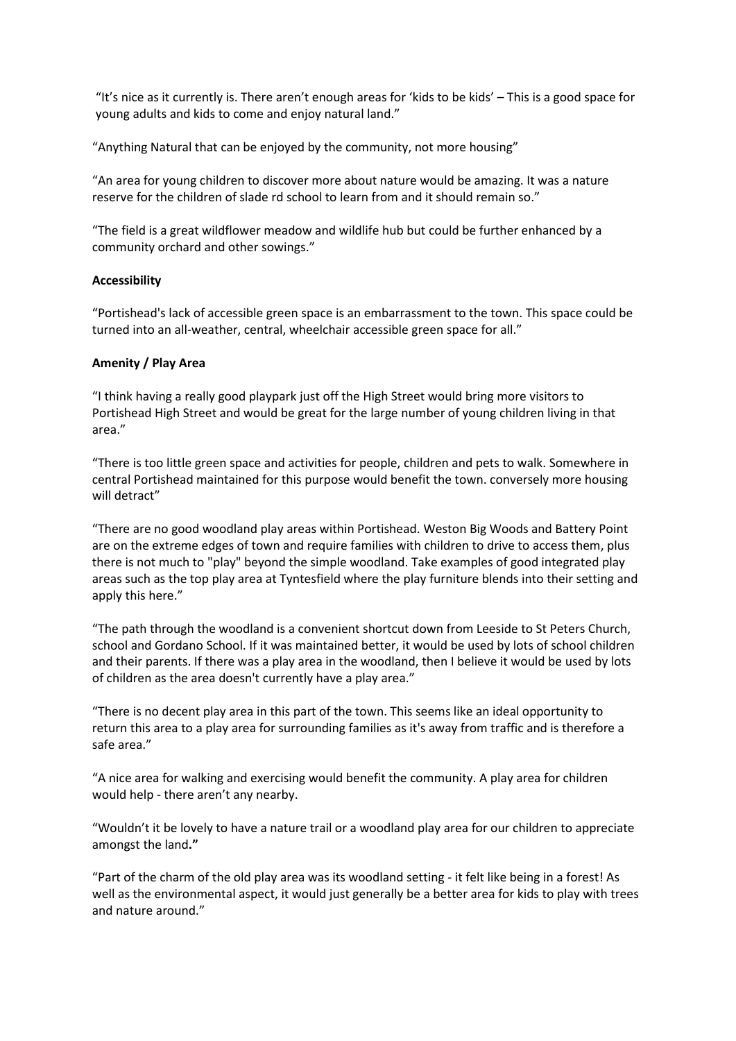"It's nice as it currently is. There aren't enough areas for 'kids to be kids' – This is a good space for young adults and kids to come and enjoy natural land."

"Anything Natural that can be enjoyed by the community, not more housing"

"An area for young children to discover more about nature would be amazing. It was a nature reserve for the children of slade rd school to learn from and it should remain so."

"The field is a great wildflower meadow and wildlife hub but could be further enhanced by a community orchard and other sowings."

**Accessibility**

"Portishead's lack of accessible green space is an embarrassment to the town. This space could be turned into an all-weather, central, wheelchair accessible green space for all."

**Amenity / Play Area**

"I think having a really good playpark just off the High Street would bring more visitors to Portishead High Street and would be great for the large number of young children living in that area."

"There is too little green space and activities for people, children and pets to walk. Somewhere in central Portishead maintained for this purpose would benefit the town. conversely more housing will detract"

"There are no good woodland play areas within Portishead. Weston Big Woods and Battery Point are on the extreme edges of town and require families with children to drive to access them, plus there is not much to "play" beyond the simple woodland. Take examples of good integrated play areas such as the top play area at Tyntesfield where the play furniture blends into their setting and apply this here."

"The path through the woodland is a convenient shortcut down from Leeside to St Peters Church, school and Gordano School. If it was maintained better, it would be used by lots of school children and their parents. If there was a play area in the woodland, then I believe it would be used by lots of children as the area doesn't currently have a play area."

"There is no decent play area in this part of the town. This seems like an ideal opportunity to return this area to a play area for surrounding families as it's away from traffic and is therefore a safe area."

"A nice area for walking and exercising would benefit the community. A play area for children would help - there aren't any nearby.

"Wouldn't it be lovely to have a nature trail or a woodland play area for our children to appreciate amongst the land**."**

"Part of the charm of the old play area was its woodland setting - it felt like being in a forest! As well as the environmental aspect, it would just generally be a better area for kids to play with trees and nature around."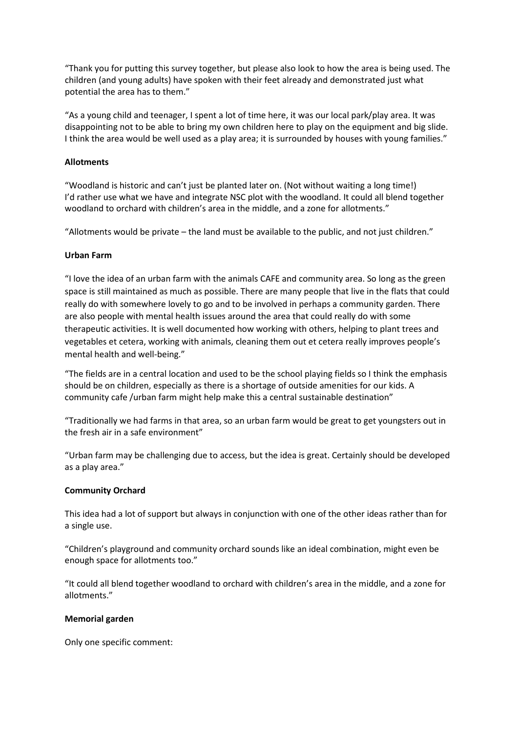"Thank you for putting this survey together, but please also look to how the area is being used. The children (and young adults) have spoken with their feet already and demonstrated just what potential the area has to them."

"As a young child and teenager, I spent a lot of time here, it was our local park/play area. It was disappointing not to be able to bring my own children here to play on the equipment and big slide. I think the area would be well used as a play area; it is surrounded by houses with young families."

**Allotments**

"Woodland is historic and can't just be planted later on. (Not without waiting a long time!) I'd rather use what we have and integrate NSC plot with the woodland. It could all blend together woodland to orchard with children's area in the middle, and a zone for allotments."

"Allotments would be private – the land must be available to the public, and not just children."

**Urban Farm**

"I love the idea of an urban farm with the animals CAFE and community area. So long as the green space is still maintained as much as possible. There are many people that live in the flats that could really do with somewhere lovely to go and to be involved in perhaps a community garden. There are also people with mental health issues around the area that could really do with some therapeutic activities. It is well documented how working with others, helping to plant trees and vegetables et cetera, working with animals, cleaning them out et cetera really improves people's mental health and well-being."

"The fields are in a central location and used to be the school playing fields so I think the emphasis should be on children, especially as there is a shortage of outside amenities for our kids. A community cafe /urban farm might help make this a central sustainable destination"

"Traditionally we had farms in that area, so an urban farm would be great to get youngsters out in the fresh air in a safe environment"

"Urban farm may be challenging due to access, but the idea is great. Certainly should be developed as a play area."

**Community Orchard**

This idea had a lot of support but always in conjunction with one of the other ideas rather than for a single use.

"Children's playground and community orchard sounds like an ideal combination, might even be enough space for allotments too."

"It could all blend together woodland to orchard with children's area in the middle, and a zone for allotments."

**Memorial garden**

Only one specific comment: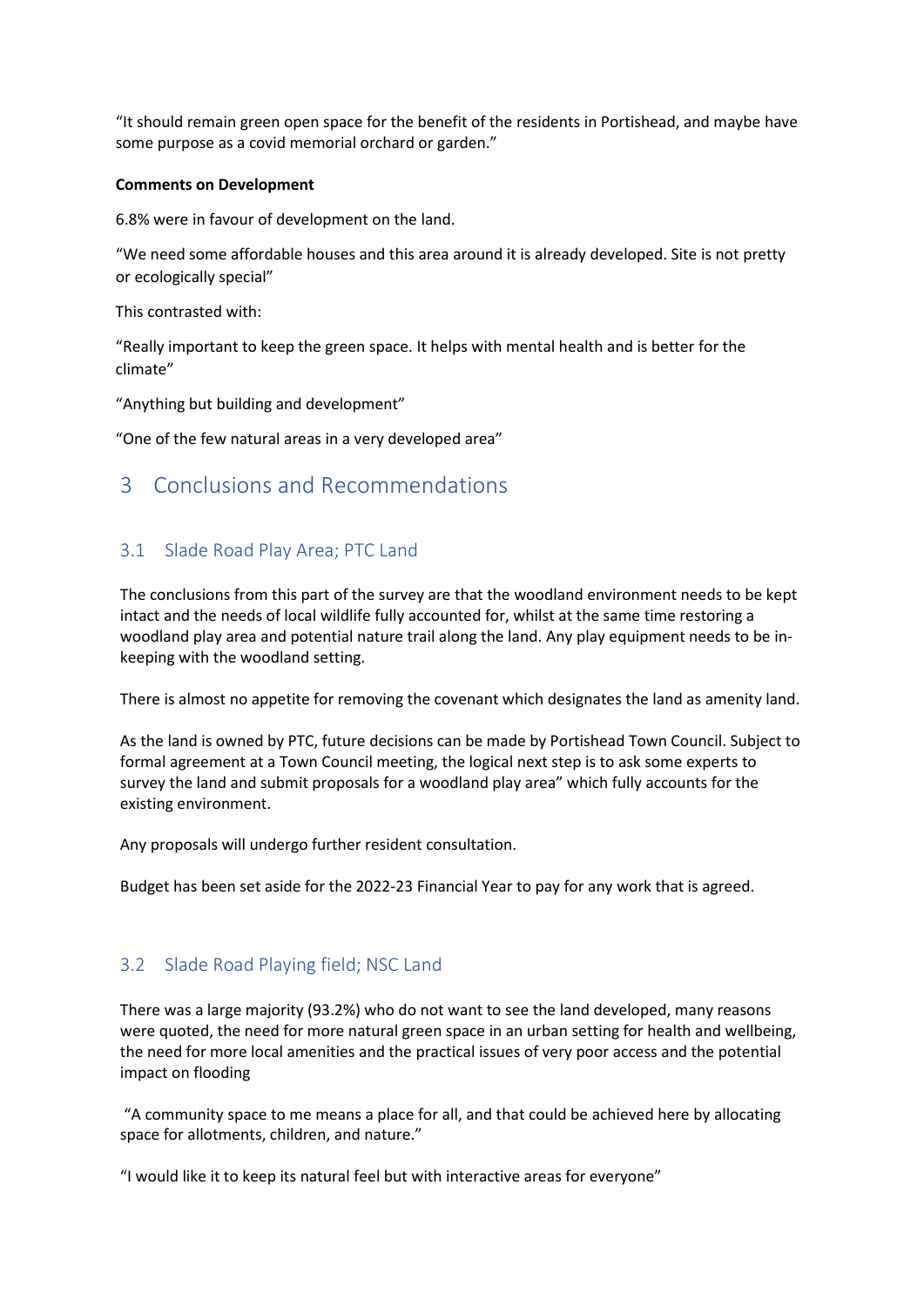"It should remain green open space for the benefit of the residents in Portishead, and maybe have some purpose as a covid memorial orchard or garden."

**Comments on Development**

6.8% were in favour of development on the land.

"We need some affordable houses and this area around it is already developed. Site is not pretty or ecologically special"

This contrasted with:

"Really important to keep the green space. It helps with mental health and is better for the climate"

"Anything but building and development"

"One of the few natural areas in a very developed area"

# 3 Conclusions and Recommendations

## 3.1 Slade Road Play Area; PTC Land

The conclusions from this part of the survey are that the woodland environment needs to be kept intact and the needs of local wildlife fully accounted for, whilst at the same time restoring a woodland play area and potential nature trail along the land. Any play equipment needs to be in-keeping with the woodland setting.

There is almost no appetite for removing the covenant which designates the land as amenity land.

As the land is owned by PTC, future decisions can be made by Portishead Town Council. Subject to formal agreement at a Town Council meeting, the logical next step is to ask some experts to survey the land and submit proposals for a woodland play area" which fully accounts for the existing environment.

Any proposals will undergo further resident consultation.

Budget has been set aside for the 2022-23 Financial Year to pay for any work that is agreed.

## 3.2 Slade Road Playing field; NSC Land

There was a large majority (93.2%) who do not want to see the land developed, many reasons were quoted, the need for more natural green space in an urban setting for health and wellbeing, the need for more local amenities and the practical issues of very poor access and the potential impact on flooding

"A community space to me means a place for all, and that could be achieved here by allocating space for allotments, children, and nature."

"I would like it to keep its natural feel but with interactive areas for everyone"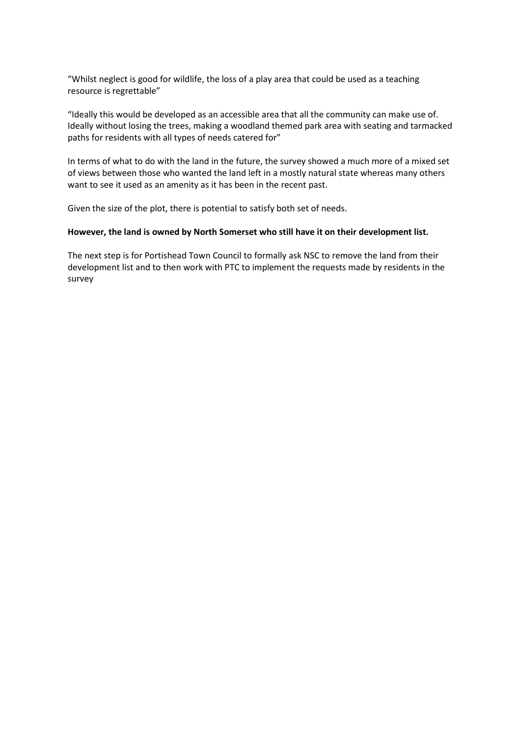“Whilst neglect is good for wildlife, the loss of a play area that could be used as a teaching resource is regrettable”

“Ideally this would be developed as an accessible area that all the community can make use of. Ideally without losing the trees, making a woodland themed park area with seating and tarmacked paths for residents with all types of needs catered for”

In terms of what to do with the land in the future, the survey showed a much more of a mixed set of views between those who wanted the land left in a mostly natural state whereas many others want to see it used as an amenity as it has been in the recent past.

Given the size of the plot, there is potential to satisfy both set of needs.

**However, the land is owned by North Somerset who still have it on their development list.**

The next step is for Portishead Town Council to formally ask NSC to remove the land from their development list and to then work with PTC to implement the requests made by residents in the survey